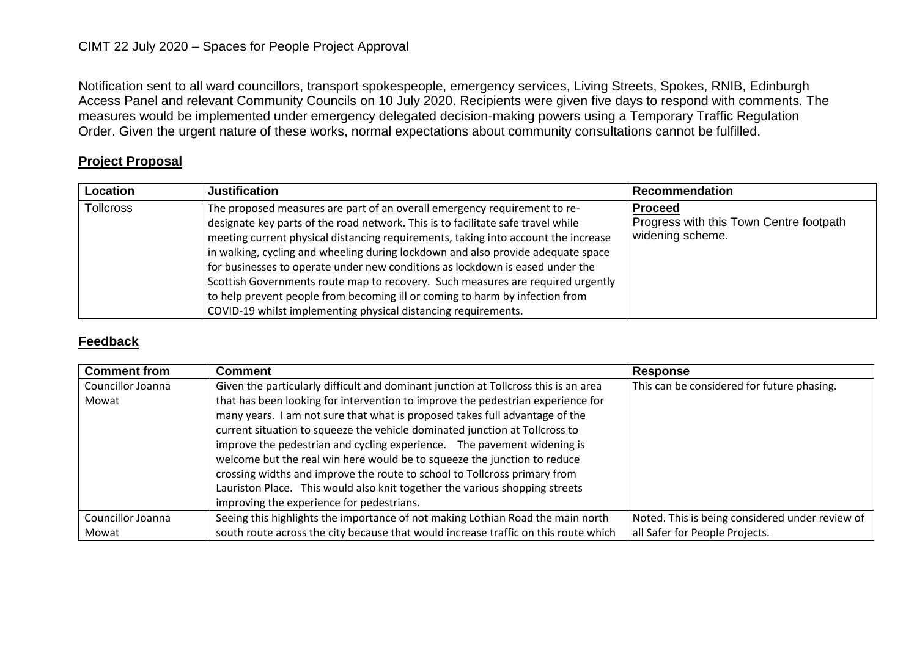CIMT 22 July 2020 – Spaces for People Project Approval

Notification sent to all ward councillors, transport spokespeople, emergency services, Living Streets, Spokes, RNIB, Edinburgh Access Panel and relevant Community Councils on 10 July 2020. Recipients were given five days to respond with comments. The measures would be implemented under emergency delegated decision-making powers using a Temporary Traffic Regulation Order. Given the urgent nature of these works, normal expectations about community consultations cannot be fulfilled.

## Project Proposal

| Location | Justification | Recommendation |
|---|---|---|
| Tollcross | The proposed measures are part of an overall emergency requirement to re-designate key parts of the road network. This is to facilitate safe travel while meeting current physical distancing requirements, taking into account the increase in walking, cycling and wheeling during lockdown and also provide adequate space for businesses to operate under new conditions as lockdown is eased under the Scottish Governments route map to recovery. Such measures are required urgently to help prevent people from becoming ill or coming to harm by infection from COVID-19 whilst implementing physical distancing requirements. | **Proceed**<br>Progress with this Town Centre footpath widening scheme. |

## Feedback

| Comment from | Comment | Response |
|---|---|---|
| Councillor Joanna Mowat | Given the particularly difficult and dominant junction at Tollcross this is an area that has been looking for intervention to improve the pedestrian experience for many years. I am not sure that what is proposed takes full advantage of the current situation to squeeze the vehicle dominated junction at Tollcross to improve the pedestrian and cycling experience. The pavement widening is welcome but the real win here would be to squeeze the junction to reduce crossing widths and improve the route to school to Tollcross primary from Lauriston Place. This would also knit together the various shopping streets improving the experience for pedestrians. | This can be considered for future phasing. |
| Councillor Joanna Mowat | Seeing this highlights the importance of not making Lothian Road the main north south route across the city because that would increase traffic on this route which | Noted. This is being considered under review of all Safer for People Projects. |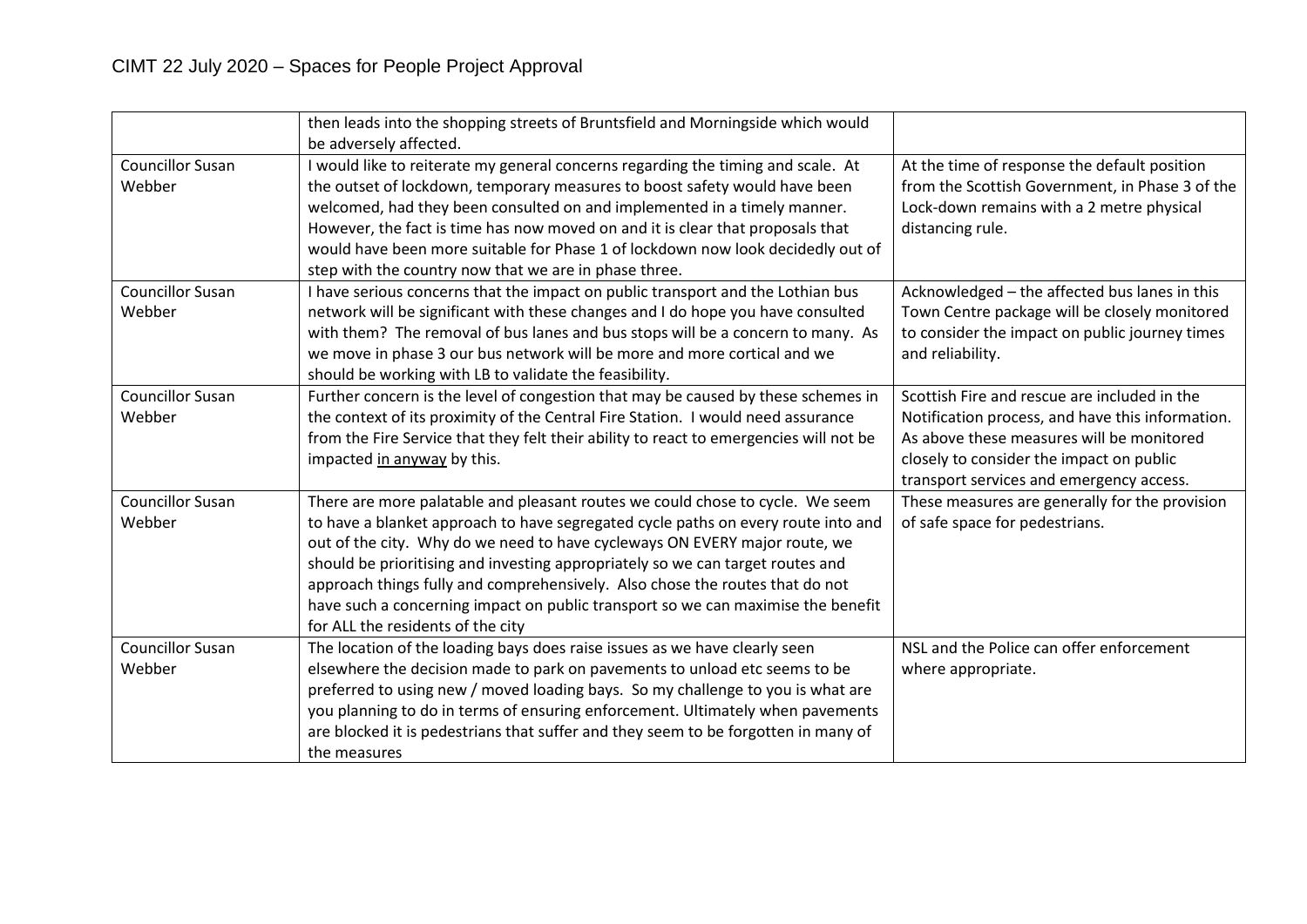| | | |
|---|---|---|
| | then leads into the shopping streets of Bruntsfield and Morningside which would be adversely affected. | |
| Councillor Susan Webber | I would like to reiterate my general concerns regarding the timing and scale. At the outset of lockdown, temporary measures to boost safety would have been welcomed, had they been consulted on and implemented in a timely manner. However, the fact is time has now moved on and it is clear that proposals that would have been more suitable for Phase 1 of lockdown now look decidedly out of step with the country now that we are in phase three. | At the time of response the default position from the Scottish Government, in Phase 3 of the Lock-down remains with a 2 metre physical distancing rule. |
| Councillor Susan Webber | I have serious concerns that the impact on public transport and the Lothian bus network will be significant with these changes and I do hope you have consulted with them? The removal of bus lanes and bus stops will be a concern to many. As we move in phase 3 our bus network will be more and more cortical and we should be working with LB to validate the feasibility. | Acknowledged – the affected bus lanes in this Town Centre package will be closely monitored to consider the impact on public journey times and reliability. |
| Councillor Susan Webber | Further concern is the level of congestion that may be caused by these schemes in the context of its proximity of the Central Fire Station. I would need assurance from the Fire Service that they felt their ability to react to emergencies will not be impacted <u>in anyway</u> by this. | Scottish Fire and rescue are included in the Notification process, and have this information. As above these measures will be monitored closely to consider the impact on public transport services and emergency access. |
| Councillor Susan Webber | There are more palatable and pleasant routes we could chose to cycle. We seem to have a blanket approach to have segregated cycle paths on every route into and out of the city. Why do we need to have cycleways ON EVERY major route, we should be prioritising and investing appropriately so we can target routes and approach things fully and comprehensively. Also chose the routes that do not have such a concerning impact on public transport so we can maximise the benefit for ALL the residents of the city | These measures are generally for the provision of safe space for pedestrians. |
| Councillor Susan Webber | The location of the loading bays does raise issues as we have clearly seen elsewhere the decision made to park on pavements to unload etc seems to be preferred to using new / moved loading bays. So my challenge to you is what are you planning to do in terms of ensuring enforcement. Ultimately when pavements are blocked it is pedestrians that suffer and they seem to be forgotten in many of the measures | NSL and the Police can offer enforcement where appropriate. |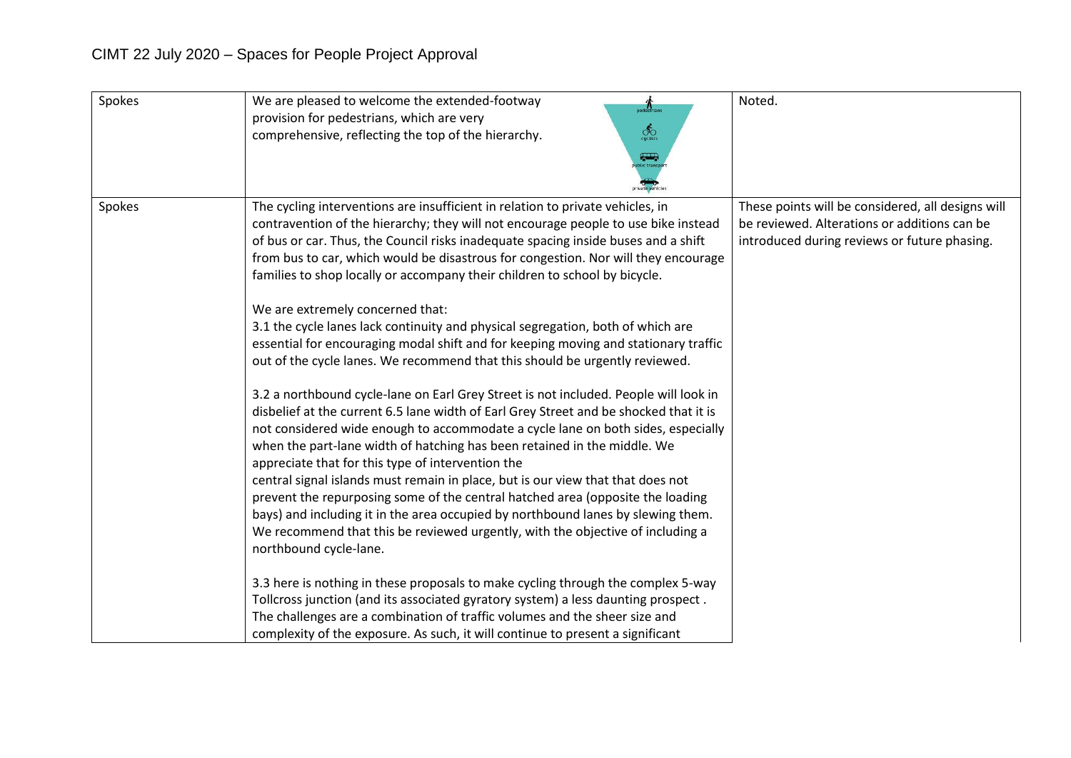| Spokes | We are pleased to welcome the extended-footway provision for pedestrians, which are very comprehensive, reflecting the top of the hierarchy. | Noted. |
|---|---|---|
| Spokes | The cycling interventions are insufficient in relation to private vehicles, in contravention of the hierarchy; they will not encourage people to use bike instead of bus or car. Thus, the Council risks inadequate spacing inside buses and a shift from bus to car, which would be disastrous for congestion. Nor will they encourage families to shop locally or accompany their children to school by bicycle.<br><br>We are extremely concerned that:<br>3.1 the cycle lanes lack continuity and physical segregation, both of which are essential for encouraging modal shift and for keeping moving and stationary traffic out of the cycle lanes. We recommend that this should be urgently reviewed.<br><br>3.2 a northbound cycle-lane on Earl Grey Street is not included. People will look in disbelief at the current 6.5 lane width of Earl Grey Street and be shocked that it is not considered wide enough to accommodate a cycle lane on both sides, especially when the part-lane width of hatching has been retained in the middle. We appreciate that for this type of intervention the central signal islands must remain in place, but is our view that that does not prevent the repurposing some of the central hatched area (opposite the loading bays) and including it in the area occupied by northbound lanes by slewing them. We recommend that this be reviewed urgently, with the objective of including a northbound cycle-lane.<br><br>3.3 here is nothing in these proposals to make cycling through the complex 5-way Tollcross junction (and its associated gyratory system) a less daunting prospect . The challenges are a combination of traffic volumes and the sheer size and complexity of the exposure. As such, it will continue to present a significant | These points will be considered, all designs will be reviewed. Alterations or additions can be introduced during reviews or future phasing. |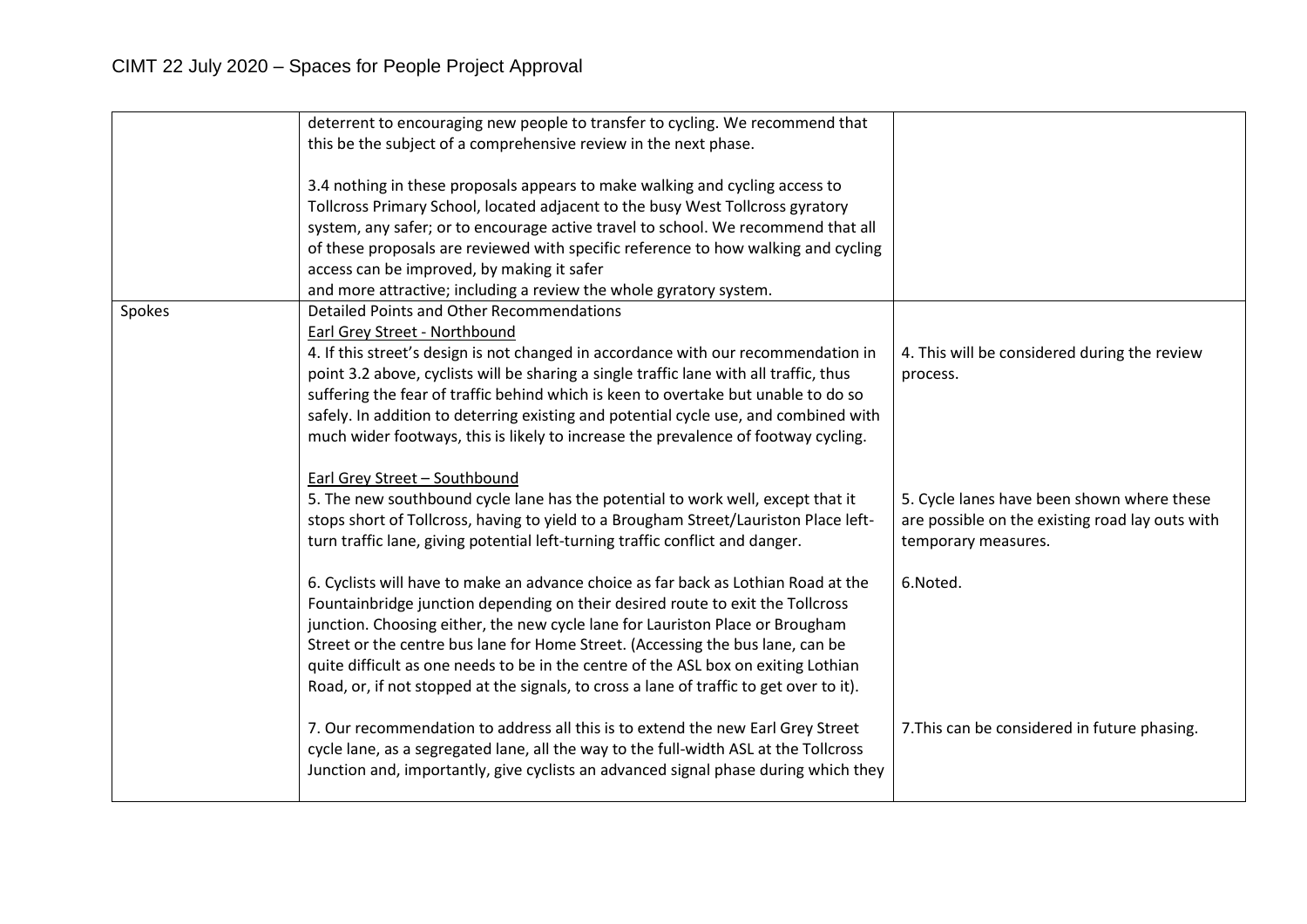| | | |
|---|---|---|
| | deterrent to encouraging new people to transfer to cycling. We recommend that this be the subject of a comprehensive review in the next phase.<br><br>3.4 nothing in these proposals appears to make walking and cycling access to Tollcross Primary School, located adjacent to the busy West Tollcross gyratory system, any safer; or to encourage active travel to school. We recommend that all of these proposals are reviewed with specific reference to how walking and cycling access can be improved, by making it safer and more attractive; including a review the whole gyratory system. | |
| Spokes | Detailed Points and Other Recommendations<br><u>Earl Grey Street - Northbound</u><br>4. If this street's design is not changed in accordance with our recommendation in point 3.2 above, cyclists will be sharing a single traffic lane with all traffic, thus suffering the fear of traffic behind which is keen to overtake but unable to do so safely. In addition to deterring existing and potential cycle use, and combined with much wider footways, this is likely to increase the prevalence of footway cycling.<br><br><u>Earl Grey Street – Southbound</u><br>5. The new southbound cycle lane has the potential to work well, except that it stops short of Tollcross, having to yield to a Brougham Street/Lauriston Place left-turn traffic lane, giving potential left-turning traffic conflict and danger.<br><br>6. Cyclists will have to make an advance choice as far back as Lothian Road at the Fountainbridge junction depending on their desired route to exit the Tollcross junction. Choosing either, the new cycle lane for Lauriston Place or Brougham Street or the centre bus lane for Home Street. (Accessing the bus lane, can be quite difficult as one needs to be in the centre of the ASL box on exiting Lothian Road, or, if not stopped at the signals, to cross a lane of traffic to get over to it).<br><br>7. Our recommendation to address all this is to extend the new Earl Grey Street cycle lane, as a segregated lane, all the way to the full-width ASL at the Tollcross Junction and, importantly, give cyclists an advanced signal phase during which they | 4. This will be considered during the review process.<br><br>5. Cycle lanes have been shown where these are possible on the existing road lay outs with temporary measures.<br><br>6.Noted.<br><br>7.This can be considered in future phasing. |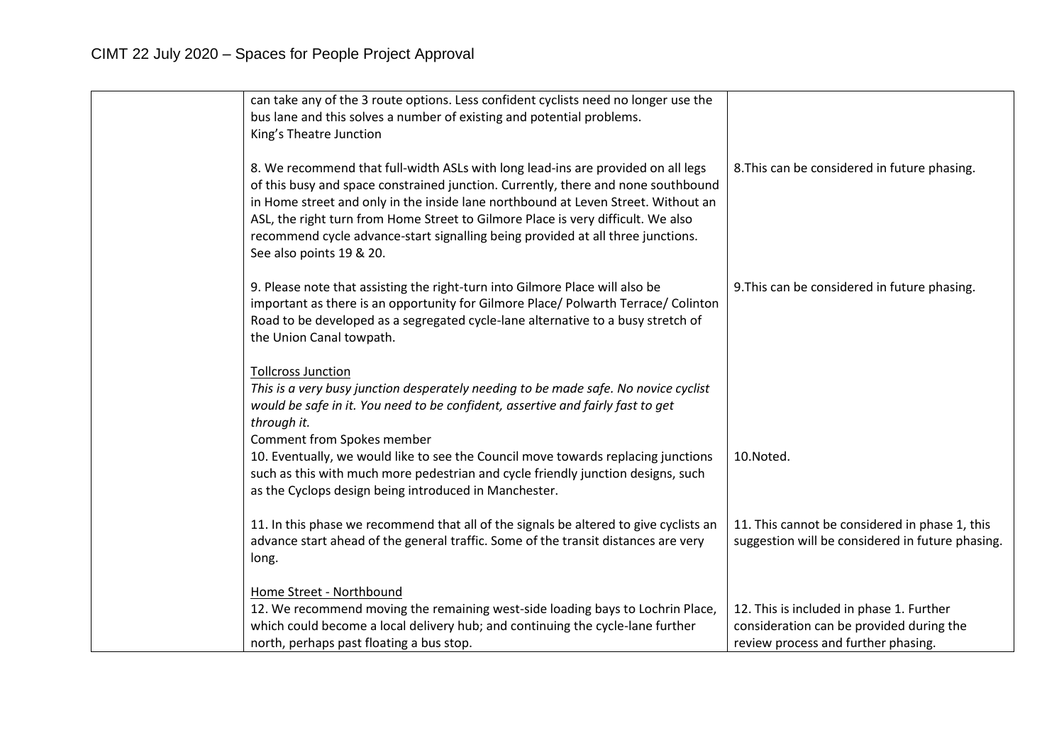| | | |
|---|---|---|
| | can take any of the 3 route options. Less confident cyclists need no longer use the bus lane and this solves a number of existing and potential problems.<br>King's Theatre Junction<br><br>8. We recommend that full-width ASLs with long lead-ins are provided on all legs of this busy and space constrained junction. Currently, there and none southbound in Home street and only in the inside lane northbound at Leven Street. Without an ASL, the right turn from Home Street to Gilmore Place is very difficult. We also recommend cycle advance-start signalling being provided at all three junctions. See also points 19 & 20. | 8.This can be considered in future phasing. |
| | 9. Please note that assisting the right-turn into Gilmore Place will also be important as there is an opportunity for Gilmore Place/ Polwarth Terrace/ Colinton Road to be developed as a segregated cycle-lane alternative to a busy stretch of the Union Canal towpath. | 9.This can be considered in future phasing. |
| | <u>Tollcross Junction</u><br>*This is a very busy junction desperately needing to be made safe. No novice cyclist would be safe in it. You need to be confident, assertive and fairly fast to get through it.*<br>Comment from Spokes member<br>10. Eventually, we would like to see the Council move towards replacing junctions such as this with much more pedestrian and cycle friendly junction designs, such as the Cyclops design being introduced in Manchester. | 10.Noted. |
| | 11. In this phase we recommend that all of the signals be altered to give cyclists an advance start ahead of the general traffic. Some of the transit distances are very long. | 11. This cannot be considered in phase 1, this suggestion will be considered in future phasing. |
| | <u>Home Street - Northbound</u><br>12. We recommend moving the remaining west-side loading bays to Lochrin Place, which could become a local delivery hub; and continuing the cycle-lane further north, perhaps past floating a bus stop. | 12. This is included in phase 1. Further consideration can be provided during the review process and further phasing. |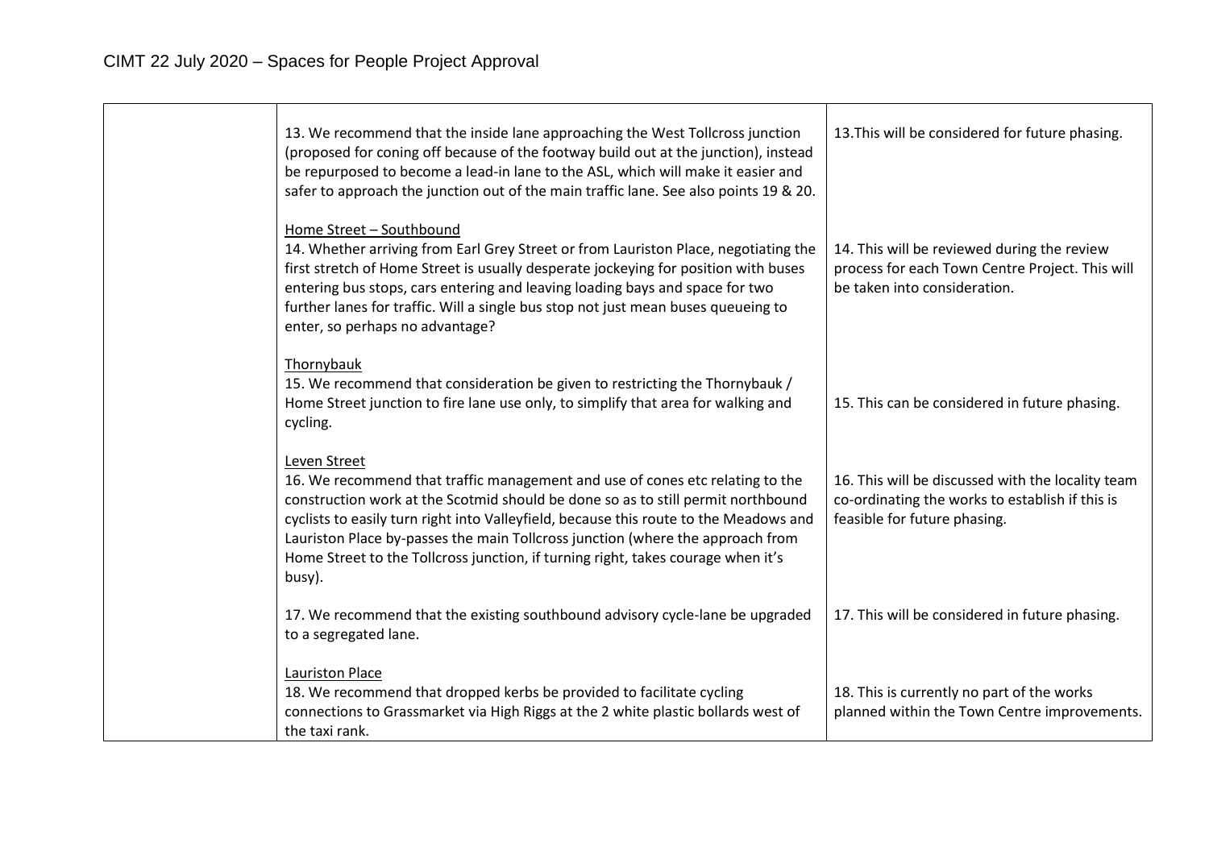| | | |
|---|---|---|
| | 13. We recommend that the inside lane approaching the West Tollcross junction (proposed for coning off because of the footway build out at the junction), instead be repurposed to become a lead-in lane to the ASL, which will make it easier and safer to approach the junction out of the main traffic lane. See also points 19 & 20. | 13.This will be considered for future phasing. |
| | Home Street – Southbound<br>14. Whether arriving from Earl Grey Street or from Lauriston Place, negotiating the first stretch of Home Street is usually desperate jockeying for position with buses entering bus stops, cars entering and leaving loading bays and space for two further lanes for traffic. Will a single bus stop not just mean buses queueing to enter, so perhaps no advantage? | 14. This will be reviewed during the review process for each Town Centre Project. This will be taken into consideration. |
| | Thornybauk<br>15. We recommend that consideration be given to restricting the Thornybauk / Home Street junction to fire lane use only, to simplify that area for walking and cycling. | 15. This can be considered in future phasing. |
| | Leven Street<br>16. We recommend that traffic management and use of cones etc relating to the construction work at the Scotmid should be done so as to still permit northbound cyclists to easily turn right into Valleyfield, because this route to the Meadows and Lauriston Place by-passes the main Tollcross junction (where the approach from Home Street to the Tollcross junction, if turning right, takes courage when it's busy). | 16. This will be discussed with the locality team co-ordinating the works to establish if this is feasible for future phasing. |
| | 17. We recommend that the existing southbound advisory cycle-lane be upgraded to a segregated lane. | 17. This will be considered in future phasing. |
| | Lauriston Place<br>18. We recommend that dropped kerbs be provided to facilitate cycling connections to Grassmarket via High Riggs at the 2 white plastic bollards west of the taxi rank. | 18. This is currently no part of the works planned within the Town Centre improvements. |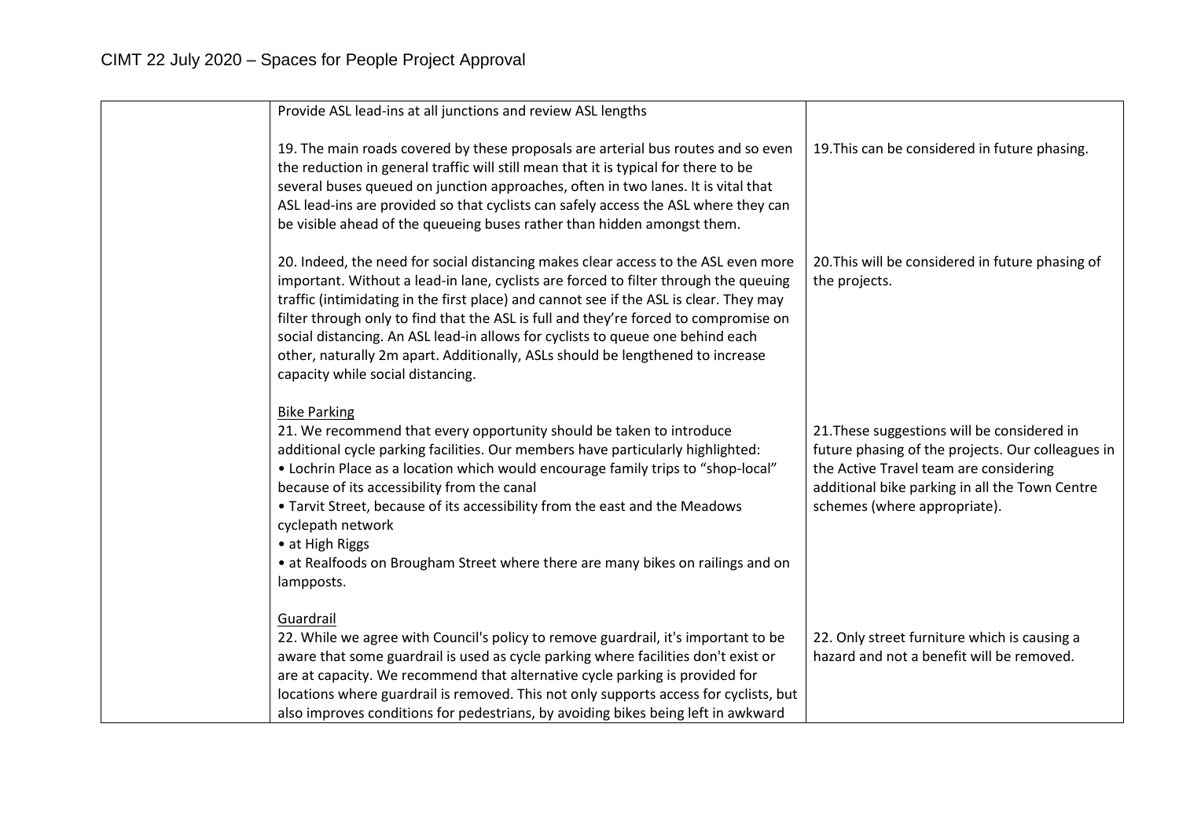| | | |
|---|---|---|
| | Provide ASL lead-ins at all junctions and review ASL lengths<br><br>19. The main roads covered by these proposals are arterial bus routes and so even the reduction in general traffic will still mean that it is typical for there to be several buses queued on junction approaches, often in two lanes. It is vital that ASL lead-ins are provided so that cyclists can safely access the ASL where they can be visible ahead of the queueing buses rather than hidden amongst them. | 19.This can be considered in future phasing. |
| | 20. Indeed, the need for social distancing makes clear access to the ASL even more important. Without a lead-in lane, cyclists are forced to filter through the queuing traffic (intimidating in the first place) and cannot see if the ASL is clear. They may filter through only to find that the ASL is full and they're forced to compromise on social distancing. An ASL lead-in allows for cyclists to queue one behind each other, naturally 2m apart. Additionally, ASLs should be lengthened to increase capacity while social distancing. | 20.This will be considered in future phasing of the projects. |
| | <u>Bike Parking</u><br>21. We recommend that every opportunity should be taken to introduce additional cycle parking facilities. Our members have particularly highlighted:<br>• Lochrin Place as a location which would encourage family trips to "shop-local" because of its accessibility from the canal<br>• Tarvit Street, because of its accessibility from the east and the Meadows cyclepath network<br>• at High Riggs<br>• at Realfoods on Brougham Street where there are many bikes on railings and on lampposts. | 21.These suggestions will be considered in future phasing of the projects. Our colleagues in the Active Travel team are considering additional bike parking in all the Town Centre schemes (where appropriate). |
| | <u>Guardrail</u><br>22. While we agree with Council's policy to remove guardrail, it's important to be aware that some guardrail is used as cycle parking where facilities don't exist or are at capacity. We recommend that alternative cycle parking is provided for locations where guardrail is removed. This not only supports access for cyclists, but also improves conditions for pedestrians, by avoiding bikes being left in awkward | 22. Only street furniture which is causing a hazard and not a benefit will be removed. |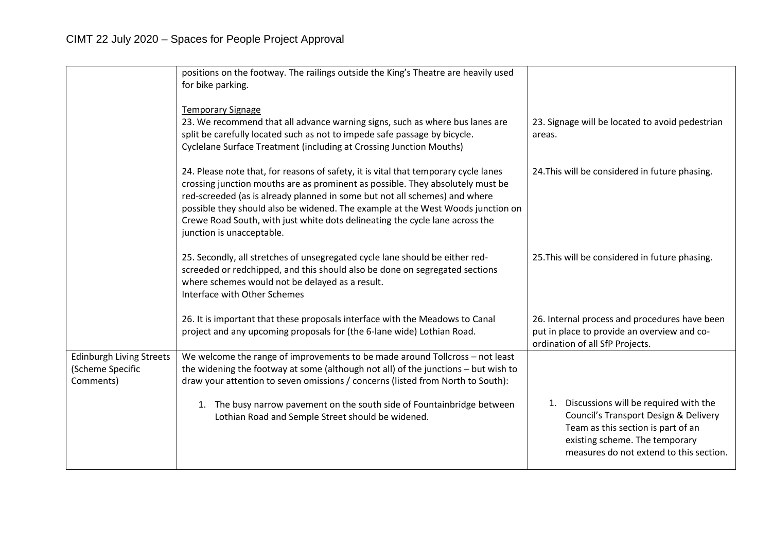| | | |
|---|---|---|
| | positions on the footway. The railings outside the King's Theatre are heavily used for bike parking.<br><br><u>Temporary Signage</u><br>23. We recommend that all advance warning signs, such as where bus lanes are split be carefully located such as not to impede safe passage by bicycle.<br>Cyclelane Surface Treatment (including at Crossing Junction Mouths)<br><br>24. Please note that, for reasons of safety, it is vital that temporary cycle lanes crossing junction mouths are as prominent as possible. They absolutely must be red-screeded (as is already planned in some but not all schemes) and where possible they should also be widened. The example at the West Woods junction on Crewe Road South, with just white dots delineating the cycle lane across the junction is unacceptable.<br><br>25. Secondly, all stretches of unsegregated cycle lane should be either red-screeded or redchipped, and this should also be done on segregated sections where schemes would not be delayed as a result.<br>Interface with Other Schemes<br><br>26. It is important that these proposals interface with the Meadows to Canal project and any upcoming proposals for (the 6-lane wide) Lothian Road. | <br><br><br>23. Signage will be located to avoid pedestrian areas.<br><br><br>24.This will be considered in future phasing.<br><br><br><br><br><br>25.This will be considered in future phasing.<br><br><br><br><br>26. Internal process and procedures have been put in place to provide an overview and co-ordination of all SfP Projects. |
| Edinburgh Living Streets (Scheme Specific Comments) | We welcome the range of improvements to be made around Tollcross – not least the widening the footway at some (although not all) of the junctions – but wish to draw your attention to seven omissions / concerns (listed from North to South):<br><br>1. The busy narrow pavement on the south side of Fountainbridge between Lothian Road and Semple Street should be widened. | <br><br><br><br>1. Discussions will be required with the Council's Transport Design & Delivery Team as this section is part of an existing scheme. The temporary measures do not extend to this section. |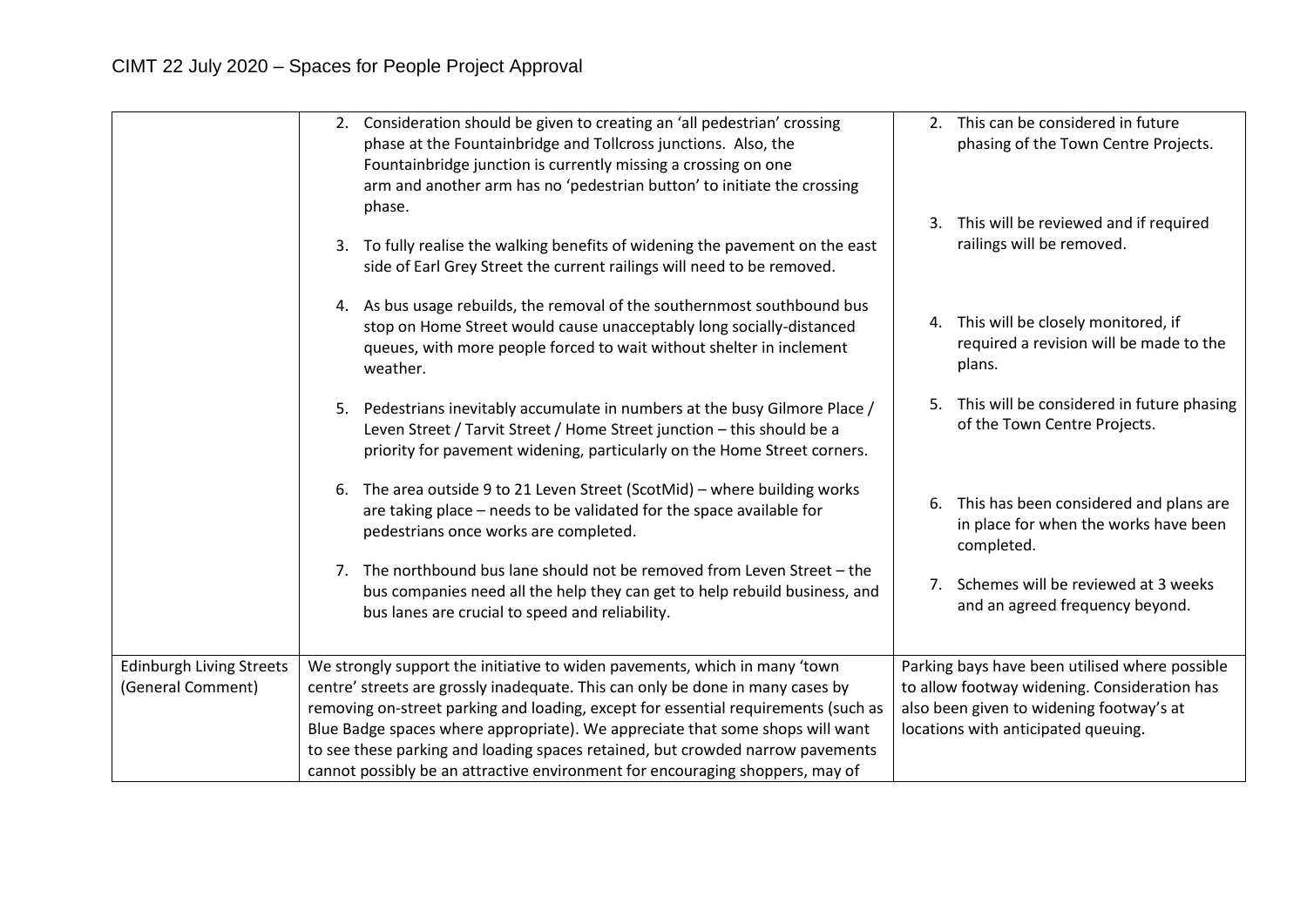| | | |
|---|---|---|
| | 2. Consideration should be given to creating an 'all pedestrian' crossing phase at the Fountainbridge and Tollcross junctions. Also, the Fountainbridge junction is currently missing a crossing on one arm and another arm has no 'pedestrian button' to initiate the crossing phase.<br><br>3. To fully realise the walking benefits of widening the pavement on the east side of Earl Grey Street the current railings will need to be removed.<br><br>4. As bus usage rebuilds, the removal of the southernmost southbound bus stop on Home Street would cause unacceptably long socially-distanced queues, with more people forced to wait without shelter in inclement weather.<br><br>5. Pedestrians inevitably accumulate in numbers at the busy Gilmore Place / Leven Street / Tarvit Street / Home Street junction – this should be a priority for pavement widening, particularly on the Home Street corners.<br><br>6. The area outside 9 to 21 Leven Street (ScotMid) – where building works are taking place – needs to be validated for the space available for pedestrians once works are completed.<br><br>7. The northbound bus lane should not be removed from Leven Street – the bus companies need all the help they can get to help rebuild business, and bus lanes are crucial to speed and reliability. | 2. This can be considered in future phasing of the Town Centre Projects.<br><br>3. This will be reviewed and if required railings will be removed.<br><br>4. This will be closely monitored, if required a revision will be made to the plans.<br><br>5. This will be considered in future phasing of the Town Centre Projects.<br><br>6. This has been considered and plans are in place for when the works have been completed.<br><br>7. Schemes will be reviewed at 3 weeks and an agreed frequency beyond. |
| Edinburgh Living Streets (General Comment) | We strongly support the initiative to widen pavements, which in many 'town centre' streets are grossly inadequate. This can only be done in many cases by removing on-street parking and loading, except for essential requirements (such as Blue Badge spaces where appropriate). We appreciate that some shops will want to see these parking and loading spaces retained, but crowded narrow pavements cannot possibly be an attractive environment for encouraging shoppers, may of | Parking bays have been utilised where possible to allow footway widening. Consideration has also been given to widening footway's at locations with anticipated queuing. |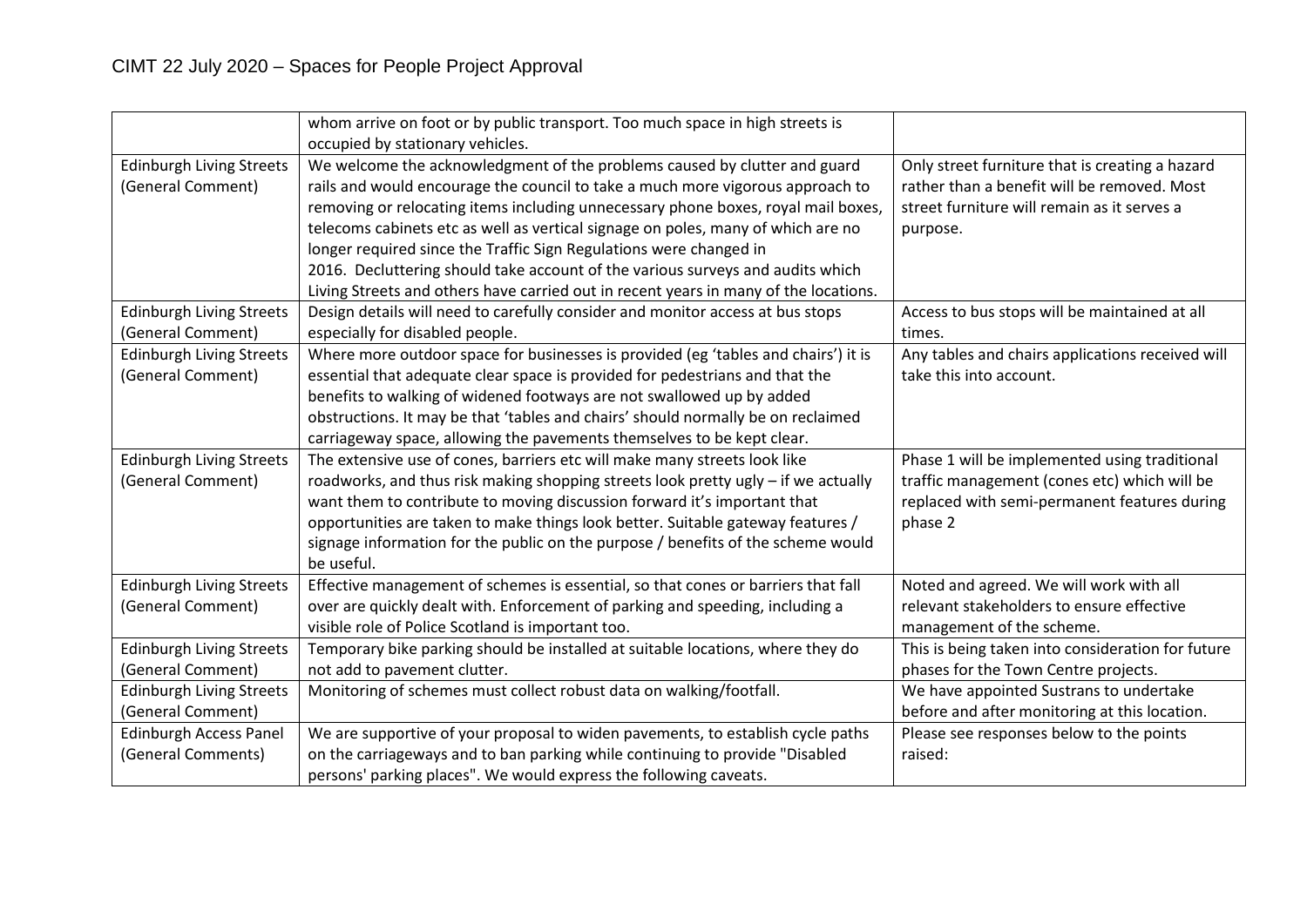| | | |
|---|---|---|
| | whom arrive on foot or by public transport. Too much space in high streets is occupied by stationary vehicles. | |
| Edinburgh Living Streets (General Comment) | We welcome the acknowledgment of the problems caused by clutter and guard rails and would encourage the council to take a much more vigorous approach to removing or relocating items including unnecessary phone boxes, royal mail boxes, telecoms cabinets etc as well as vertical signage on poles, many of which are no longer required since the Traffic Sign Regulations were changed in 2016. Decluttering should take account of the various surveys and audits which Living Streets and others have carried out in recent years in many of the locations. | Only street furniture that is creating a hazard rather than a benefit will be removed. Most street furniture will remain as it serves a purpose. |
| Edinburgh Living Streets (General Comment) | Design details will need to carefully consider and monitor access at bus stops especially for disabled people. | Access to bus stops will be maintained at all times. |
| Edinburgh Living Streets (General Comment) | Where more outdoor space for businesses is provided (eg 'tables and chairs') it is essential that adequate clear space is provided for pedestrians and that the benefits to walking of widened footways are not swallowed up by added obstructions. It may be that 'tables and chairs' should normally be on reclaimed carriageway space, allowing the pavements themselves to be kept clear. | Any tables and chairs applications received will take this into account. |
| Edinburgh Living Streets (General Comment) | The extensive use of cones, barriers etc will make many streets look like roadworks, and thus risk making shopping streets look pretty ugly – if we actually want them to contribute to moving discussion forward it's important that opportunities are taken to make things look better. Suitable gateway features / signage information for the public on the purpose / benefits of the scheme would be useful. | Phase 1 will be implemented using traditional traffic management (cones etc) which will be replaced with semi-permanent features during phase 2 |
| Edinburgh Living Streets (General Comment) | Effective management of schemes is essential, so that cones or barriers that fall over are quickly dealt with. Enforcement of parking and speeding, including a visible role of Police Scotland is important too. | Noted and agreed. We will work with all relevant stakeholders to ensure effective management of the scheme. |
| Edinburgh Living Streets (General Comment) | Temporary bike parking should be installed at suitable locations, where they do not add to pavement clutter. | This is being taken into consideration for future phases for the Town Centre projects. |
| Edinburgh Living Streets (General Comment) | Monitoring of schemes must collect robust data on walking/footfall. | We have appointed Sustrans to undertake before and after monitoring at this location. |
| Edinburgh Access Panel (General Comments) | We are supportive of your proposal to widen pavements, to establish cycle paths on the carriageways and to ban parking while continuing to provide "Disabled persons' parking places". We would express the following caveats. | Please see responses below to the points raised: |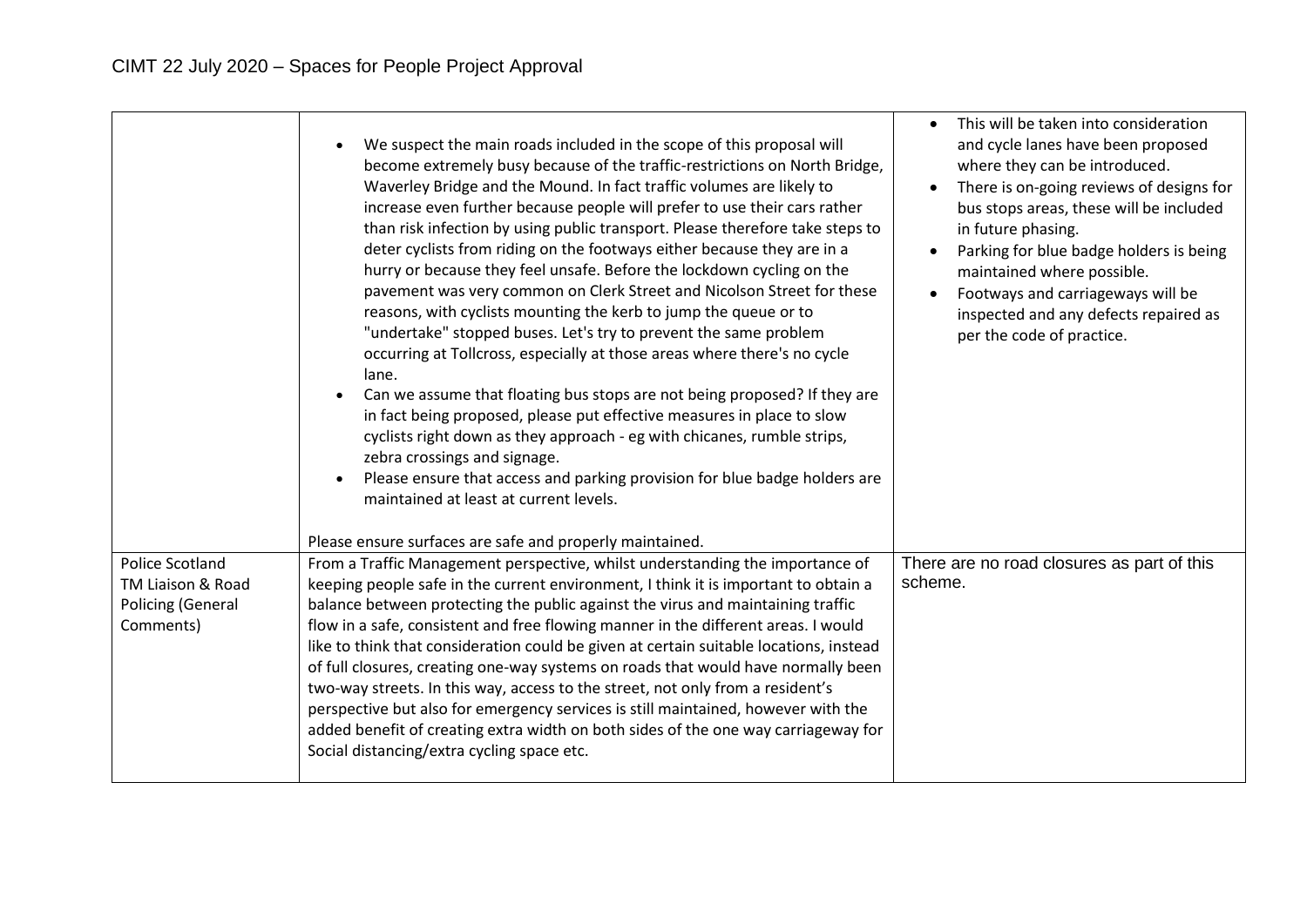| | | |
|---|---|---|
| | • We suspect the main roads included in the scope of this proposal will become extremely busy because of the traffic-restrictions on North Bridge, Waverley Bridge and the Mound. In fact traffic volumes are likely to increase even further because people will prefer to use their cars rather than risk infection by using public transport. Please therefore take steps to deter cyclists from riding on the footways either because they are in a hurry or because they feel unsafe. Before the lockdown cycling on the pavement was very common on Clerk Street and Nicolson Street for these reasons, with cyclists mounting the kerb to jump the queue or to "undertake" stopped buses. Let's try to prevent the same problem occurring at Tollcross, especially at those areas where there's no cycle lane.<br>• Can we assume that floating bus stops are not being proposed? If they are in fact being proposed, please put effective measures in place to slow cyclists right down as they approach - eg with chicanes, rumble strips, zebra crossings and signage.<br>• Please ensure that access and parking provision for blue badge holders are maintained at least at current levels.<br><br>Please ensure surfaces are safe and properly maintained. | • This will be taken into consideration and cycle lanes have been proposed where they can be introduced.<br>• There is on-going reviews of designs for bus stops areas, these will be included in future phasing.<br>• Parking for blue badge holders is being maintained where possible.<br>• Footways and carriageways will be inspected and any defects repaired as per the code of practice. |
| Police Scotland TM Liaison & Road Policing (General Comments) | From a Traffic Management perspective, whilst understanding the importance of keeping people safe in the current environment, I think it is important to obtain a balance between protecting the public against the virus and maintaining traffic flow in a safe, consistent and free flowing manner in the different areas. I would like to think that consideration could be given at certain suitable locations, instead of full closures, creating one-way systems on roads that would have normally been two-way streets. In this way, access to the street, not only from a resident's perspective but also for emergency services is still maintained, however with the added benefit of creating extra width on both sides of the one way carriageway for Social distancing/extra cycling space etc. | There are no road closures as part of this scheme. |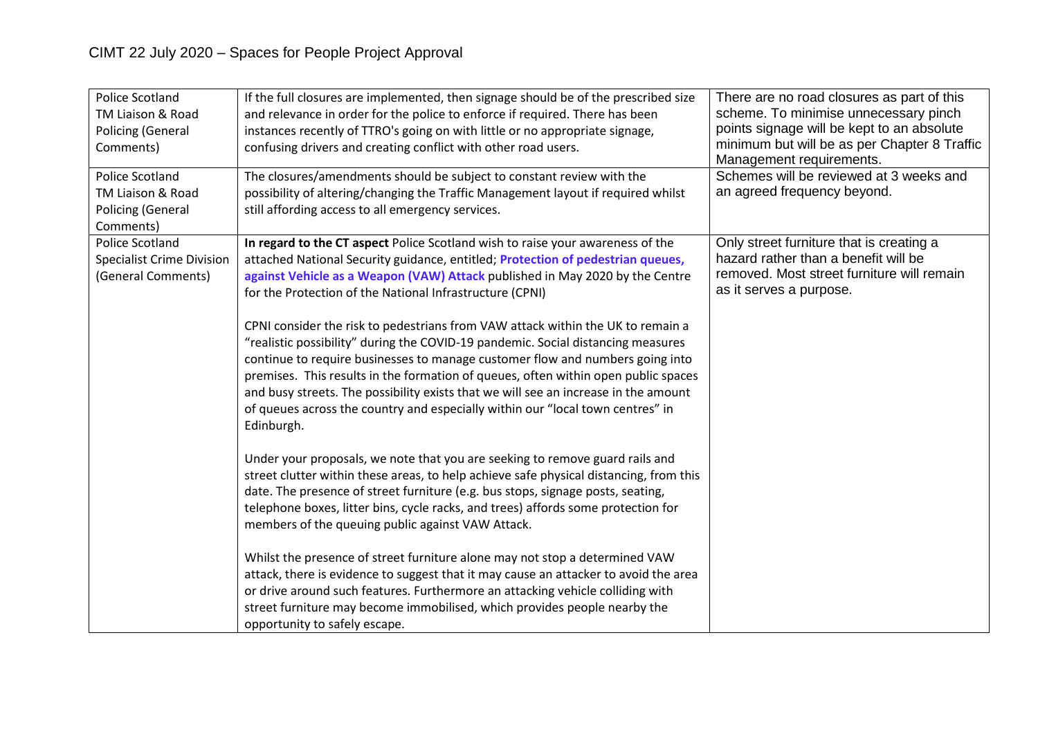| Police Scotland TM Liaison & Road Policing (General Comments) | If the full closures are implemented, then signage should be of the prescribed size and relevance in order for the police to enforce if required. There has been instances recently of TTRO's going on with little or no appropriate signage, confusing drivers and creating conflict with other road users. | There are no road closures as part of this scheme. To minimise unnecessary pinch points signage will be kept to an absolute minimum but will be as per Chapter 8 Traffic Management requirements. |
|---|---|---|
| Police Scotland TM Liaison & Road Policing (General Comments) | The closures/amendments should be subject to constant review with the possibility of altering/changing the Traffic Management layout if required whilst still affording access to all emergency services. | Schemes will be reviewed at 3 weeks and an agreed frequency beyond. |
| Police Scotland Specialist Crime Division (General Comments) | **In regard to the CT aspect** Police Scotland wish to raise your awareness of the attached National Security guidance, entitled; **Protection of pedestrian queues, against Vehicle as a Weapon (VAW) Attack** published in May 2020 by the Centre for the Protection of the National Infrastructure (CPNI)<br><br>CPNI consider the risk to pedestrians from VAW attack within the UK to remain a "realistic possibility" during the COVID-19 pandemic. Social distancing measures continue to require businesses to manage customer flow and numbers going into premises. This results in the formation of queues, often within open public spaces and busy streets. The possibility exists that we will see an increase in the amount of queues across the country and especially within our "local town centres" in Edinburgh.<br><br>Under your proposals, we note that you are seeking to remove guard rails and street clutter within these areas, to help achieve safe physical distancing, from this date. The presence of street furniture (e.g. bus stops, signage posts, seating, telephone boxes, litter bins, cycle racks, and trees) affords some protection for members of the queuing public against VAW Attack.<br><br>Whilst the presence of street furniture alone may not stop a determined VAW attack, there is evidence to suggest that it may cause an attacker to avoid the area or drive around such features. Furthermore an attacking vehicle colliding with street furniture may become immobilised, which provides people nearby the opportunity to safely escape. | Only street furniture that is creating a hazard rather than a benefit will be removed. Most street furniture will remain as it serves a purpose. |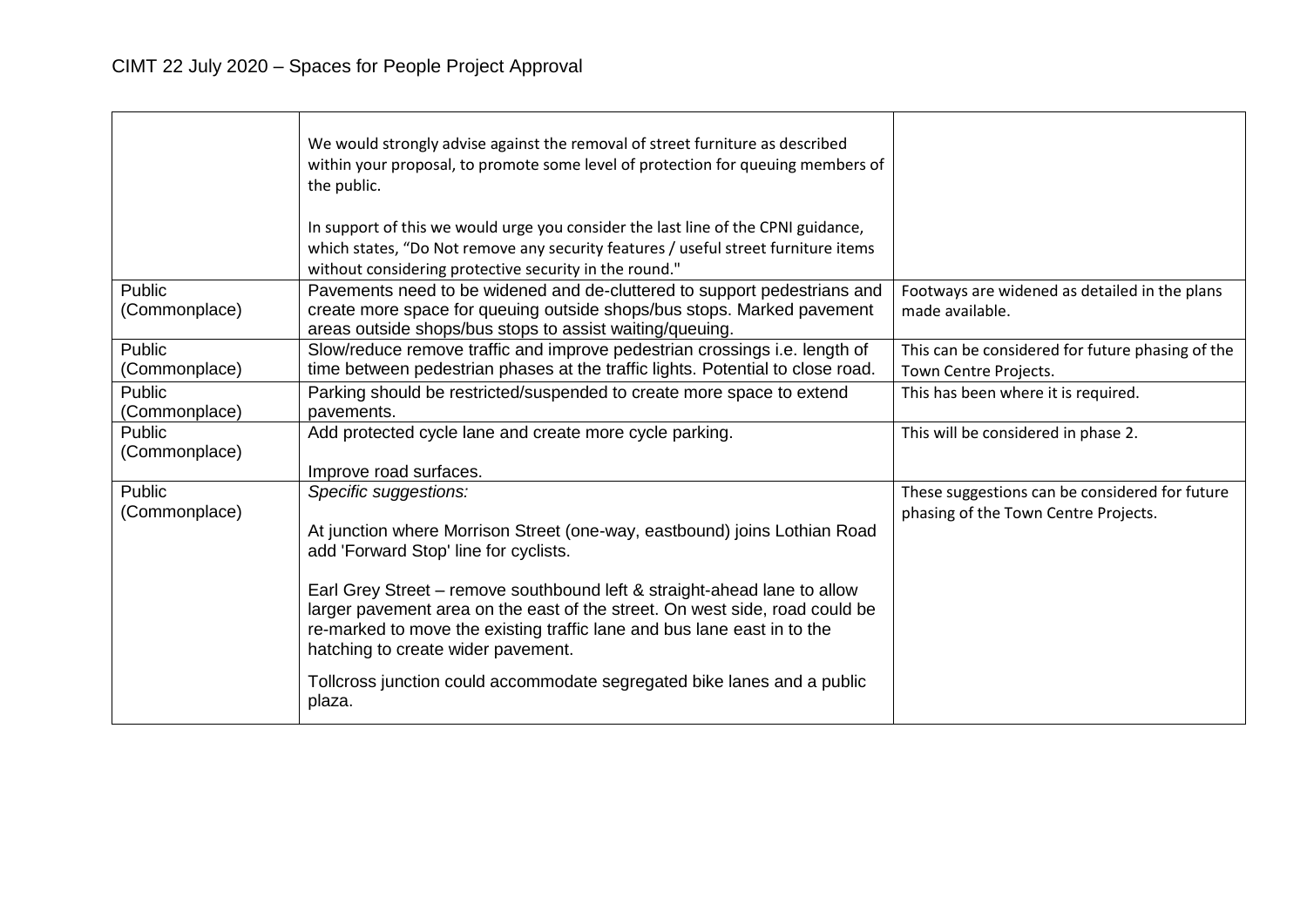# CIMT 22 July 2020 – Spaces for People Project Approval

| | | |
|---|---|---|
| | We would strongly advise against the removal of street furniture as described within your proposal, to promote some level of protection for queuing members of the public.<br><br>In support of this we would urge you consider the last line of the CPNI guidance, which states, "Do Not remove any security features / useful street furniture items without considering protective security in the round." | |
| Public (Commonplace) | Pavements need to be widened and de-cluttered to support pedestrians and create more space for queuing outside shops/bus stops. Marked pavement areas outside shops/bus stops to assist waiting/queuing. | Footways are widened as detailed in the plans made available. |
| Public (Commonplace) | Slow/reduce remove traffic and improve pedestrian crossings i.e. length of time between pedestrian phases at the traffic lights. Potential to close road. | This can be considered for future phasing of the Town Centre Projects. |
| Public (Commonplace) | Parking should be restricted/suspended to create more space to extend pavements. | This has been where it is required. |
| Public (Commonplace) | Add protected cycle lane and create more cycle parking.<br><br>Improve road surfaces. | This will be considered in phase 2. |
| Public (Commonplace) | *Specific suggestions:*<br><br>At junction where Morrison Street (one-way, eastbound) joins Lothian Road add 'Forward Stop' line for cyclists.<br><br>Earl Grey Street – remove southbound left & straight-ahead lane to allow larger pavement area on the east of the street. On west side, road could be re-marked to move the existing traffic lane and bus lane east in to the hatching to create wider pavement.<br><br>Tollcross junction could accommodate segregated bike lanes and a public plaza. | These suggestions can be considered for future phasing of the Town Centre Projects. |